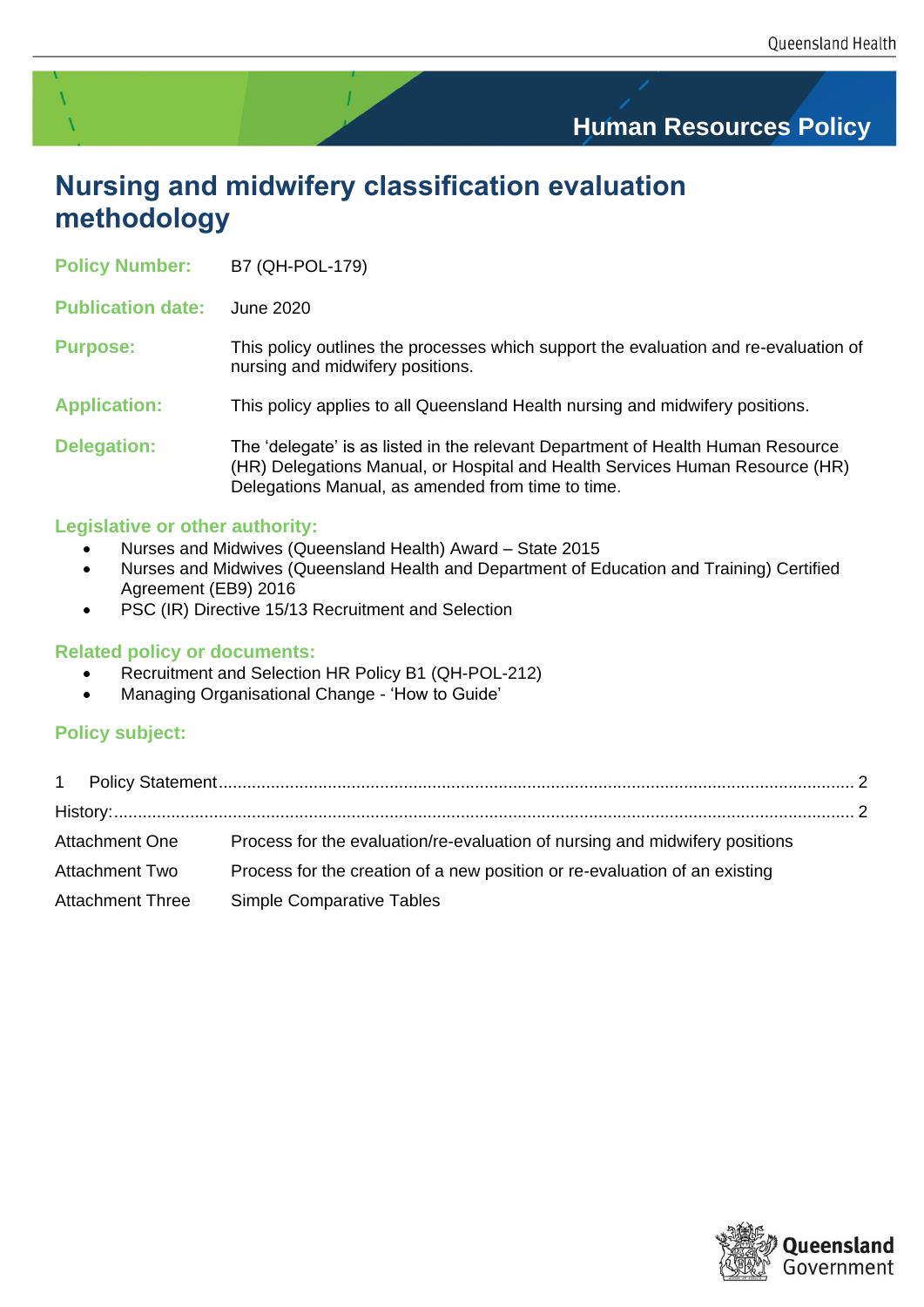Human Resources Policy

# Nursing and midwifery classification evaluation methodology

| | |
|---|---|
| **Policy Number:** | B7 (QH-POL-179) |
| **Publication date:** | June 2020 |
| **Purpose:** | This policy outlines the processes which support the evaluation and re-evaluation of nursing and midwifery positions. |
| **Application:** | This policy applies to all Queensland Health nursing and midwifery positions. |
| **Delegation:** | The 'delegate' is as listed in the relevant Department of Health Human Resource (HR) Delegations Manual, or Hospital and Health Services Human Resource (HR) Delegations Manual, as amended from time to time. |

**Legislative or other authority:**

- Nurses and Midwives (Queensland Health) Award – State 2015
- Nurses and Midwives (Queensland Health and Department of Education and Training) Certified Agreement (EB9) 2016
- PSC (IR) Directive 15/13 Recruitment and Selection

**Related policy or documents:**

- Recruitment and Selection HR Policy B1 (QH-POL-212)
- Managing Organisational Change - 'How to Guide'

**Policy subject:**

1 Policy Statement .......... 2

History: .......... 2

| | |
|---|---|
| Attachment One | Process for the evaluation/re-evaluation of nursing and midwifery positions |
| Attachment Two | Process for the creation of a new position or re-evaluation of an existing |
| Attachment Three | Simple Comparative Tables |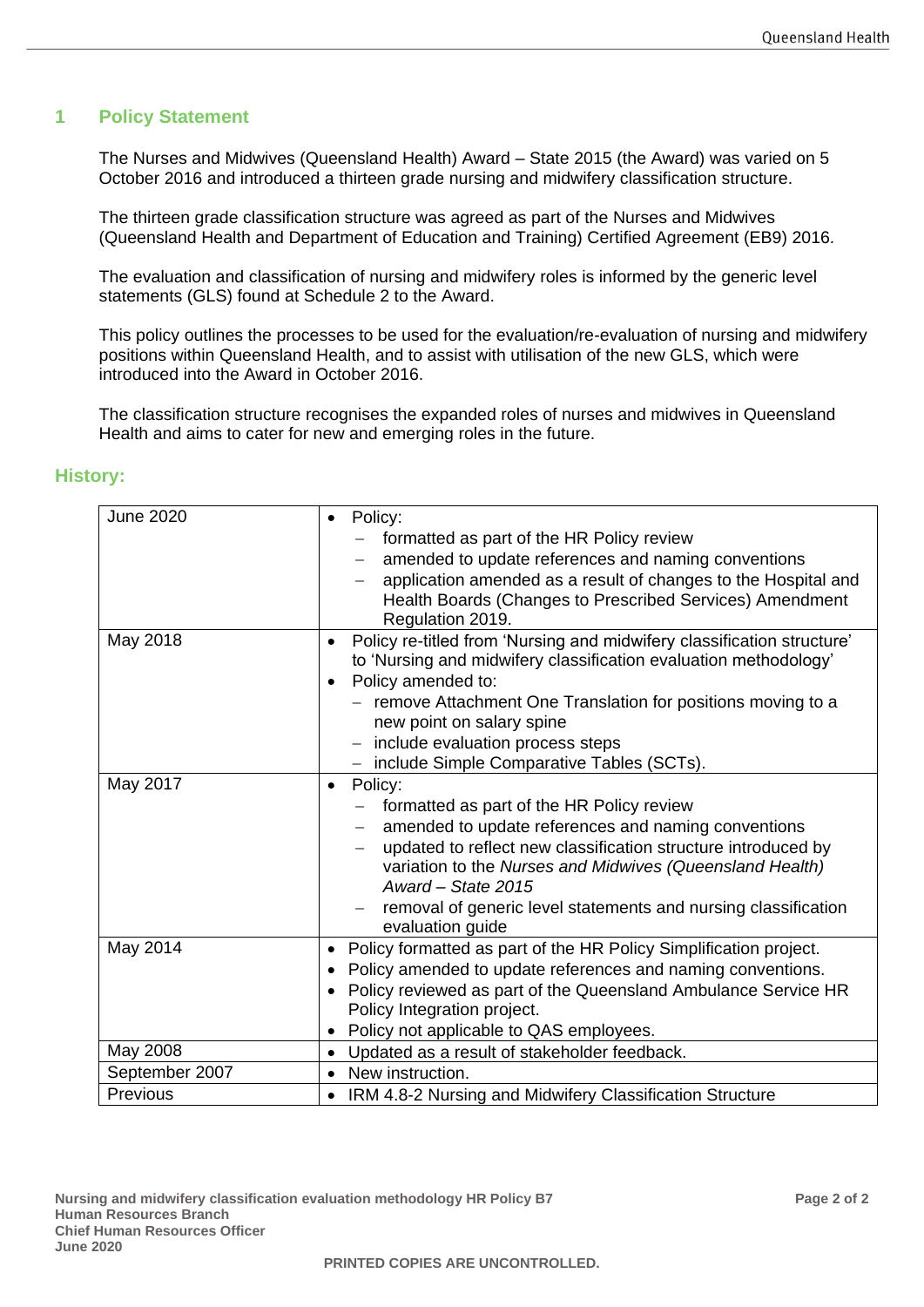## 1 Policy Statement

The Nurses and Midwives (Queensland Health) Award – State 2015 (the Award) was varied on 5 October 2016 and introduced a thirteen grade nursing and midwifery classification structure.

The thirteen grade classification structure was agreed as part of the Nurses and Midwives (Queensland Health and Department of Education and Training) Certified Agreement (EB9) 2016.

The evaluation and classification of nursing and midwifery roles is informed by the generic level statements (GLS) found at Schedule 2 to the Award.

This policy outlines the processes to be used for the evaluation/re-evaluation of nursing and midwifery positions within Queensland Health, and to assist with utilisation of the new GLS, which were introduced into the Award in October 2016.

The classification structure recognises the expanded roles of nurses and midwives in Queensland Health and aims to cater for new and emerging roles in the future.

## History:

| | |
|---|---|
| June 2020 | • Policy:<br>– formatted as part of the HR Policy review<br>– amended to update references and naming conventions<br>– application amended as a result of changes to the Hospital and Health Boards (Changes to Prescribed Services) Amendment Regulation 2019. |
| May 2018 | • Policy re-titled from 'Nursing and midwifery classification structure' to 'Nursing and midwifery classification evaluation methodology'<br>• Policy amended to:<br>– remove Attachment One Translation for positions moving to a new point on salary spine<br>– include evaluation process steps<br>– include Simple Comparative Tables (SCTs). |
| May 2017 | • Policy:<br>– formatted as part of the HR Policy review<br>– amended to update references and naming conventions<br>– updated to reflect new classification structure introduced by variation to the *Nurses and Midwives (Queensland Health) Award – State 2015*<br>– removal of generic level statements and nursing classification evaluation guide |
| May 2014 | • Policy formatted as part of the HR Policy Simplification project.<br>• Policy amended to update references and naming conventions.<br>• Policy reviewed as part of the Queensland Ambulance Service HR Policy Integration project.<br>• Policy not applicable to QAS employees. |
| May 2008 | • Updated as a result of stakeholder feedback. |
| September 2007 | • New instruction. |
| Previous | • IRM 4.8-2 Nursing and Midwifery Classification Structure |

**Nursing and midwifery classification evaluation methodology HR Policy B7**
**Human Resources Branch**
**Chief Human Resources Officer**
**June 2020**

**PRINTED COPIES ARE UNCONTROLLED.**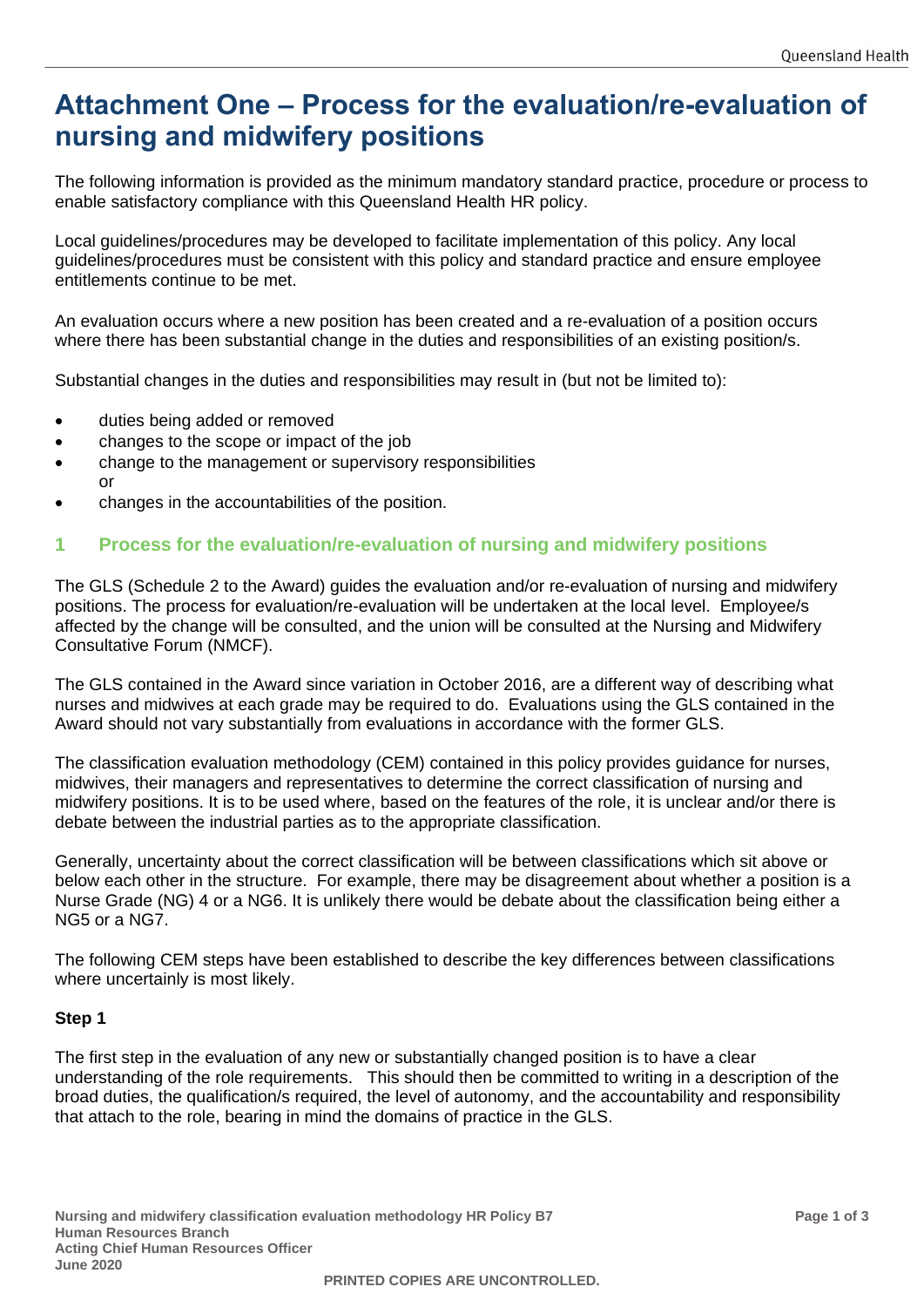# Attachment One – Process for the evaluation/re-evaluation of nursing and midwifery positions

The following information is provided as the minimum mandatory standard practice, procedure or process to enable satisfactory compliance with this Queensland Health HR policy.

Local guidelines/procedures may be developed to facilitate implementation of this policy. Any local guidelines/procedures must be consistent with this policy and standard practice and ensure employee entitlements continue to be met.

An evaluation occurs where a new position has been created and a re-evaluation of a position occurs where there has been substantial change in the duties and responsibilities of an existing position/s.

Substantial changes in the duties and responsibilities may result in (but not be limited to):

- duties being added or removed
- changes to the scope or impact of the job
- change to the management or supervisory responsibilities or
- changes in the accountabilities of the position.

## 1 Process for the evaluation/re-evaluation of nursing and midwifery positions

The GLS (Schedule 2 to the Award) guides the evaluation and/or re-evaluation of nursing and midwifery positions. The process for evaluation/re-evaluation will be undertaken at the local level. Employee/s affected by the change will be consulted, and the union will be consulted at the Nursing and Midwifery Consultative Forum (NMCF).

The GLS contained in the Award since variation in October 2016, are a different way of describing what nurses and midwives at each grade may be required to do. Evaluations using the GLS contained in the Award should not vary substantially from evaluations in accordance with the former GLS.

The classification evaluation methodology (CEM) contained in this policy provides guidance for nurses, midwives, their managers and representatives to determine the correct classification of nursing and midwifery positions. It is to be used where, based on the features of the role, it is unclear and/or there is debate between the industrial parties as to the appropriate classification.

Generally, uncertainty about the correct classification will be between classifications which sit above or below each other in the structure. For example, there may be disagreement about whether a position is a Nurse Grade (NG) 4 or a NG6. It is unlikely there would be debate about the classification being either a NG5 or a NG7.

The following CEM steps have been established to describe the key differences between classifications where uncertainly is most likely.

**Step 1**

The first step in the evaluation of any new or substantially changed position is to have a clear understanding of the role requirements. This should then be committed to writing in a description of the broad duties, the qualification/s required, the level of autonomy, and the accountability and responsibility that attach to the role, bearing in mind the domains of practice in the GLS.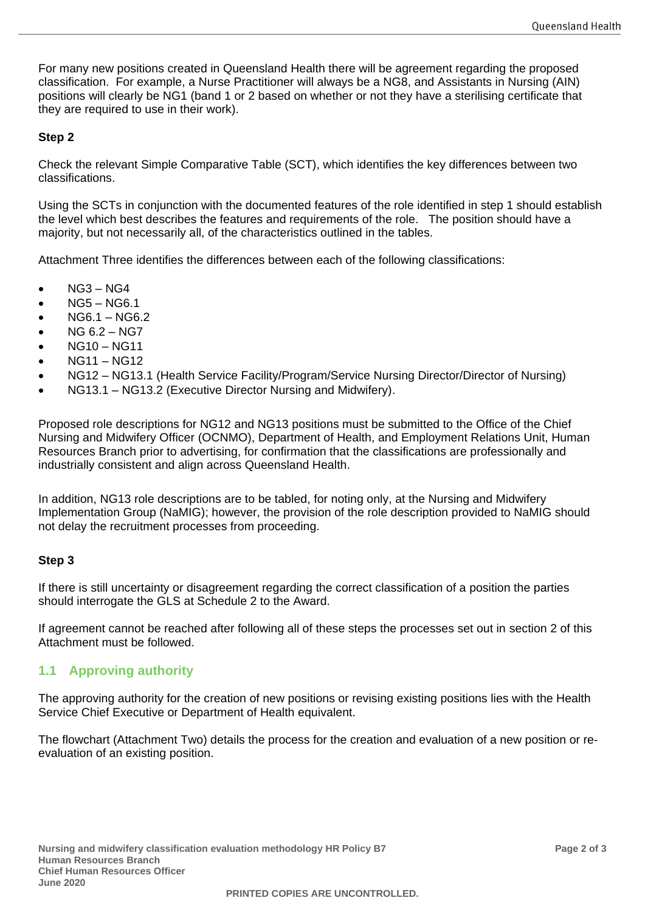For many new positions created in Queensland Health there will be agreement regarding the proposed classification. For example, a Nurse Practitioner will always be a NG8, and Assistants in Nursing (AIN) positions will clearly be NG1 (band 1 or 2 based on whether or not they have a sterilising certificate that they are required to use in their work).

**Step 2**

Check the relevant Simple Comparative Table (SCT), which identifies the key differences between two classifications.

Using the SCTs in conjunction with the documented features of the role identified in step 1 should establish the level which best describes the features and requirements of the role. The position should have a majority, but not necessarily all, of the characteristics outlined in the tables.

Attachment Three identifies the differences between each of the following classifications:

- NG3 – NG4
- NG5 – NG6.1
- NG6.1 – NG6.2
- NG 6.2 – NG7
- NG10 – NG11
- NG11 – NG12
- NG12 – NG13.1 (Health Service Facility/Program/Service Nursing Director/Director of Nursing)
- NG13.1 – NG13.2 (Executive Director Nursing and Midwifery).

Proposed role descriptions for NG12 and NG13 positions must be submitted to the Office of the Chief Nursing and Midwifery Officer (OCNMO), Department of Health, and Employment Relations Unit, Human Resources Branch prior to advertising, for confirmation that the classifications are professionally and industrially consistent and align across Queensland Health.

In addition, NG13 role descriptions are to be tabled, for noting only, at the Nursing and Midwifery Implementation Group (NaMIG); however, the provision of the role description provided to NaMIG should not delay the recruitment processes from proceeding.

**Step 3**

If there is still uncertainty or disagreement regarding the correct classification of a position the parties should interrogate the GLS at Schedule 2 to the Award.

If agreement cannot be reached after following all of these steps the processes set out in section 2 of this Attachment must be followed.

## 1.1 Approving authority

The approving authority for the creation of new positions or revising existing positions lies with the Health Service Chief Executive or Department of Health equivalent.

The flowchart (Attachment Two) details the process for the creation and evaluation of a new position or re-evaluation of an existing position.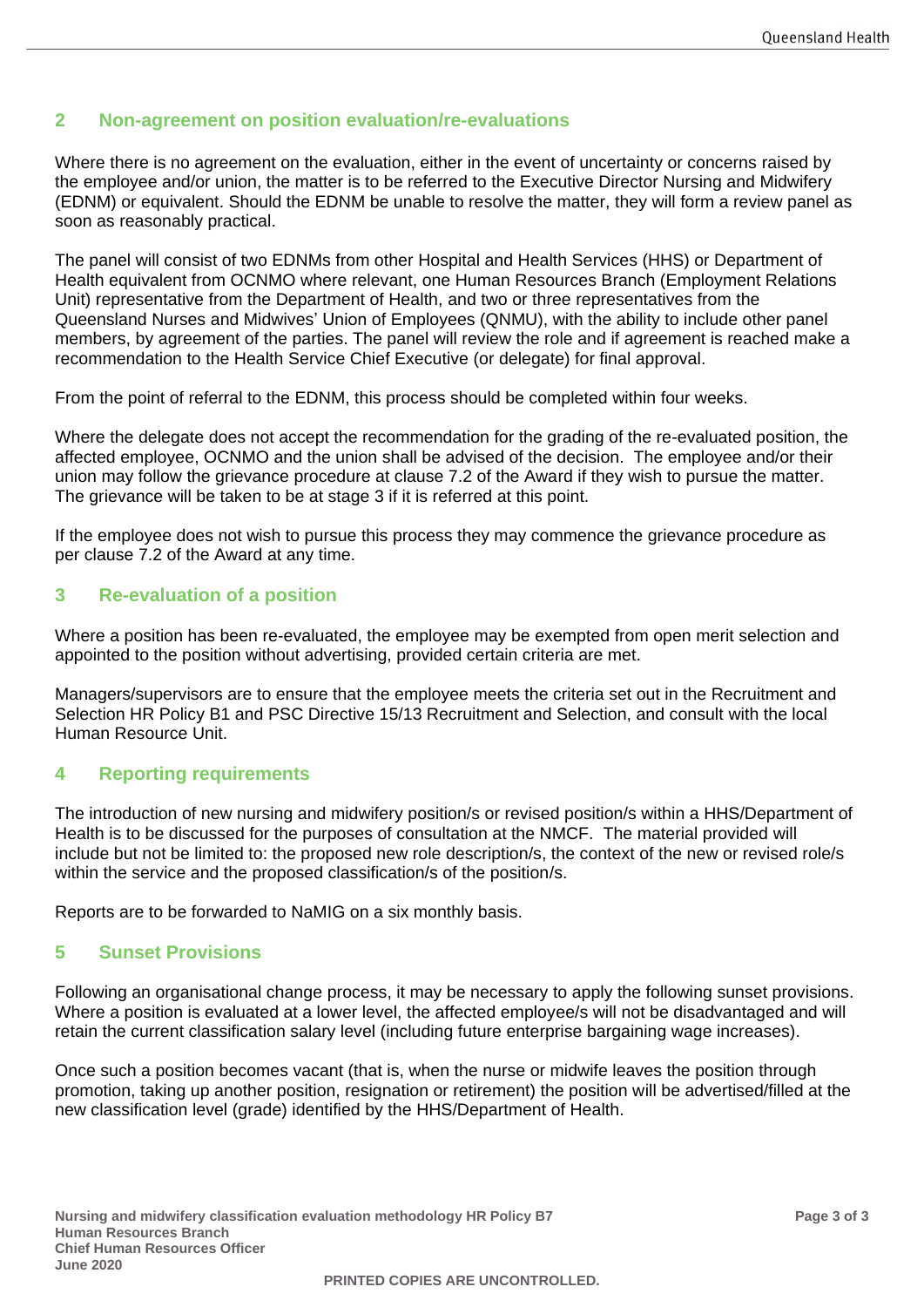## 2 Non-agreement on position evaluation/re-evaluations

Where there is no agreement on the evaluation, either in the event of uncertainty or concerns raised by the employee and/or union, the matter is to be referred to the Executive Director Nursing and Midwifery (EDNM) or equivalent. Should the EDNM be unable to resolve the matter, they will form a review panel as soon as reasonably practical.

The panel will consist of two EDNMs from other Hospital and Health Services (HHS) or Department of Health equivalent from OCNMO where relevant, one Human Resources Branch (Employment Relations Unit) representative from the Department of Health, and two or three representatives from the Queensland Nurses and Midwives' Union of Employees (QNMU), with the ability to include other panel members, by agreement of the parties. The panel will review the role and if agreement is reached make a recommendation to the Health Service Chief Executive (or delegate) for final approval.

From the point of referral to the EDNM, this process should be completed within four weeks.

Where the delegate does not accept the recommendation for the grading of the re-evaluated position, the affected employee, OCNMO and the union shall be advised of the decision. The employee and/or their union may follow the grievance procedure at clause 7.2 of the Award if they wish to pursue the matter. The grievance will be taken to be at stage 3 if it is referred at this point.

If the employee does not wish to pursue this process they may commence the grievance procedure as per clause 7.2 of the Award at any time.

## 3 Re-evaluation of a position

Where a position has been re-evaluated, the employee may be exempted from open merit selection and appointed to the position without advertising, provided certain criteria are met.

Managers/supervisors are to ensure that the employee meets the criteria set out in the Recruitment and Selection HR Policy B1 and PSC Directive 15/13 Recruitment and Selection, and consult with the local Human Resource Unit.

## 4 Reporting requirements

The introduction of new nursing and midwifery position/s or revised position/s within a HHS/Department of Health is to be discussed for the purposes of consultation at the NMCF. The material provided will include but not be limited to: the proposed new role description/s, the context of the new or revised role/s within the service and the proposed classification/s of the position/s.

Reports are to be forwarded to NaMIG on a six monthly basis.

## 5 Sunset Provisions

Following an organisational change process, it may be necessary to apply the following sunset provisions. Where a position is evaluated at a lower level, the affected employee/s will not be disadvantaged and will retain the current classification salary level (including future enterprise bargaining wage increases).

Once such a position becomes vacant (that is, when the nurse or midwife leaves the position through promotion, taking up another position, resignation or retirement) the position will be advertised/filled at the new classification level (grade) identified by the HHS/Department of Health.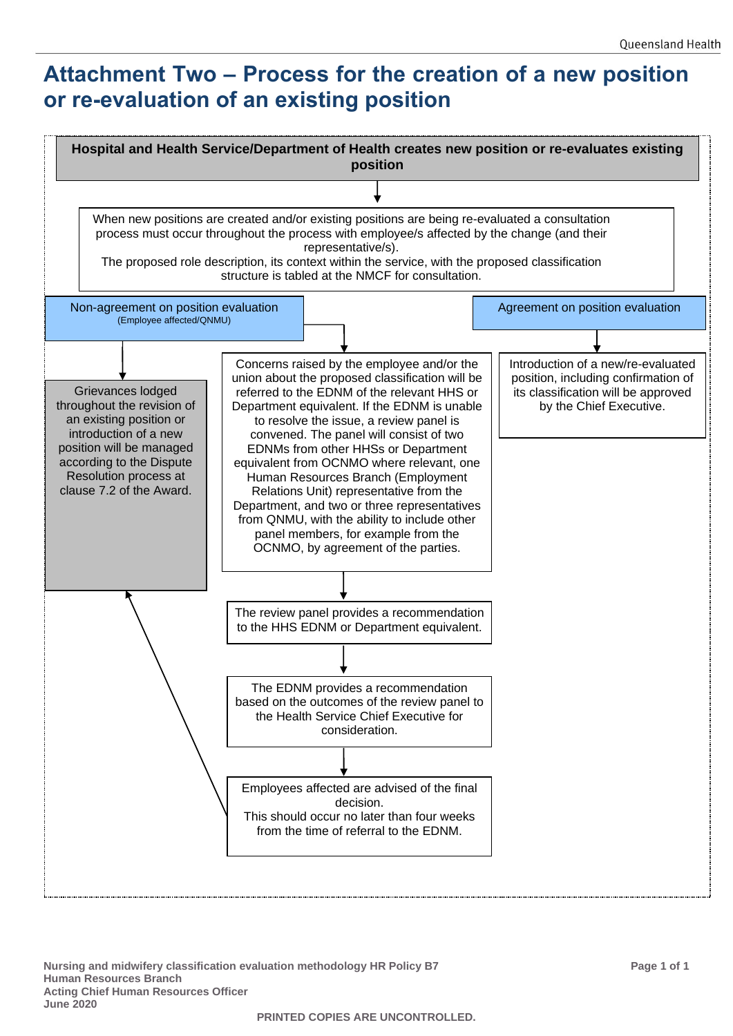# Attachment Two – Process for the creation of a new position or re-evaluation of an existing position

**Hospital and Health Service/Department of Health creates new position or re-evaluates existing position**

↓

When new positions are created and/or existing positions are being re-evaluated a consultation process must occur throughout the process with employee/s affected by the change (and their representative/s).
The proposed role description, its context within the service, with the proposed classification structure is tabled at the NMCF for consultation.

---

**Non-agreement on position evaluation** (Employee affected/QNMU)

- Grievances lodged throughout the revision of an existing position or introduction of a new position will be managed according to the Dispute Resolution process at clause 7.2 of the Award.

- Concerns raised by the employee and/or the union about the proposed classification will be referred to the EDNM of the relevant HHS or Department equivalent. If the EDNM is unable to resolve the issue, a review panel is convened. The panel will consist of two EDNMs from other HHSs or Department equivalent from OCNMO where relevant, one Human Resources Branch (Employment Relations Unit) representative from the Department, and two or three representatives from QNMU, with the ability to include other panel members, for example from the OCNMO, by agreement of the parties.

  ↓

  The review panel provides a recommendation to the HHS EDNM or Department equivalent.

  ↓

  The EDNM provides a recommendation based on the outcomes of the review panel to the Health Service Chief Executive for consideration.

  ↓

  Employees affected are advised of the final decision.
  This should occur no later than four weeks from the time of referral to the EDNM.

  → (leads to Grievances lodged according to the Dispute Resolution process)

---

**Agreement on position evaluation**

↓

Introduction of a new/re-evaluated position, including confirmation of its classification will be approved by the Chief Executive.

---

**Nursing and midwifery classification evaluation methodology HR Policy B7**
**Human Resources Branch**
**Acting Chief Human Resources Officer**
**June 2020**

**PRINTED COPIES ARE UNCONTROLLED.**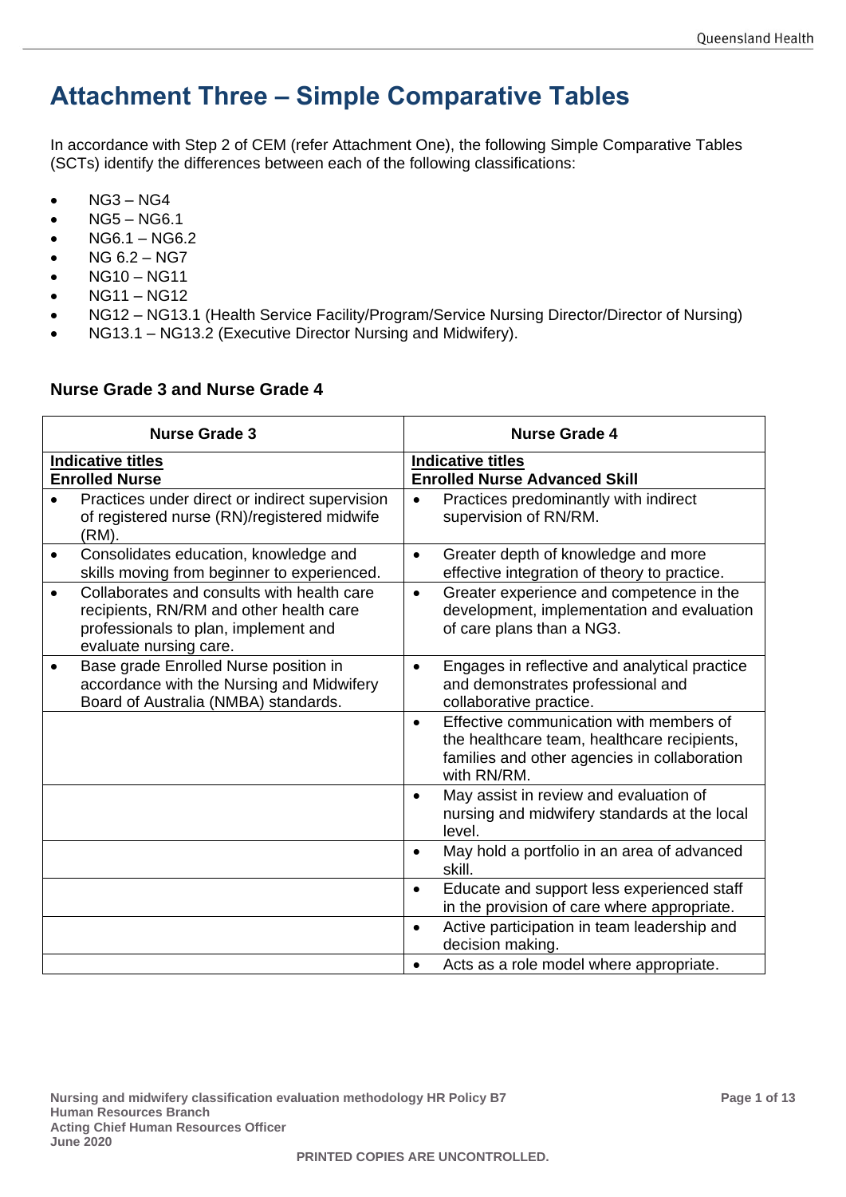# Attachment Three – Simple Comparative Tables

In accordance with Step 2 of CEM (refer Attachment One), the following Simple Comparative Tables (SCTs) identify the differences between each of the following classifications:

- NG3 – NG4
- NG5 – NG6.1
- NG6.1 – NG6.2
- NG 6.2 – NG7
- NG10 – NG11
- NG11 – NG12
- NG12 – NG13.1 (Health Service Facility/Program/Service Nursing Director/Director of Nursing)
- NG13.1 – NG13.2 (Executive Director Nursing and Midwifery).

### Nurse Grade 3 and Nurse Grade 4

| Nurse Grade 3 | Nurse Grade 4 |
|---|---|
| **Indicative titles** **Enrolled Nurse** | **Indicative titles** **Enrolled Nurse Advanced Skill** |
| • Practices under direct or indirect supervision of registered nurse (RN)/registered midwife (RM). | • Practices predominantly with indirect supervision of RN/RM. |
| • Consolidates education, knowledge and skills moving from beginner to experienced. | • Greater depth of knowledge and more effective integration of theory to practice. |
| • Collaborates and consults with health care recipients, RN/RM and other health care professionals to plan, implement and evaluate nursing care. | • Greater experience and competence in the development, implementation and evaluation of care plans than a NG3. |
| • Base grade Enrolled Nurse position in accordance with the Nursing and Midwifery Board of Australia (NMBA) standards. | • Engages in reflective and analytical practice and demonstrates professional and collaborative practice. |
| | • Effective communication with members of the healthcare team, healthcare recipients, families and other agencies in collaboration with RN/RM. |
| | • May assist in review and evaluation of nursing and midwifery standards at the local level. |
| | • May hold a portfolio in an area of advanced skill. |
| | • Educate and support less experienced staff in the provision of care where appropriate. |
| | • Active participation in team leadership and decision making. |
| | • Acts as a role model where appropriate. |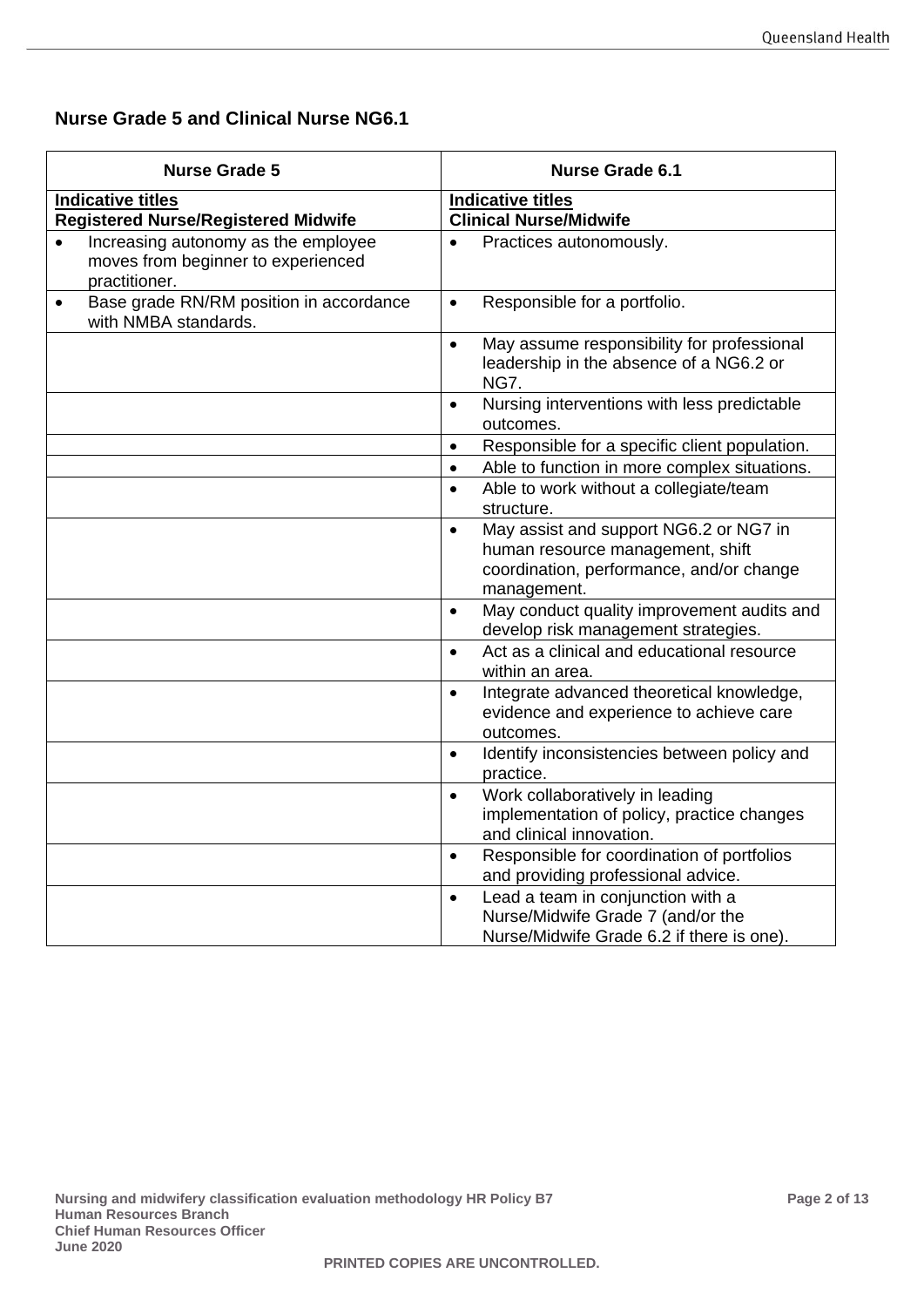## Nurse Grade 5 and Clinical Nurse NG6.1

| Nurse Grade 5 | Nurse Grade 6.1 |
|---|---|
| **Indicative titles**<br>**Registered Nurse/Registered Midwife** | **Indicative titles**<br>**Clinical Nurse/Midwife** |
| • Increasing autonomy as the employee moves from beginner to experienced practitioner. | • Practices autonomously. |
| • Base grade RN/RM position in accordance with NMBA standards. | • Responsible for a portfolio. |
| | • May assume responsibility for professional leadership in the absence of a NG6.2 or NG7. |
| | • Nursing interventions with less predictable outcomes. |
| | • Responsible for a specific client population. |
| | • Able to function in more complex situations. |
| | • Able to work without a collegiate/team structure. |
| | • May assist and support NG6.2 or NG7 in human resource management, shift coordination, performance, and/or change management. |
| | • May conduct quality improvement audits and develop risk management strategies. |
| | • Act as a clinical and educational resource within an area. |
| | • Integrate advanced theoretical knowledge, evidence and experience to achieve care outcomes. |
| | • Identify inconsistencies between policy and practice. |
| | • Work collaboratively in leading implementation of policy, practice changes and clinical innovation. |
| | • Responsible for coordination of portfolios and providing professional advice. |
| | • Lead a team in conjunction with a Nurse/Midwife Grade 7 (and/or the Nurse/Midwife Grade 6.2 if there is one). |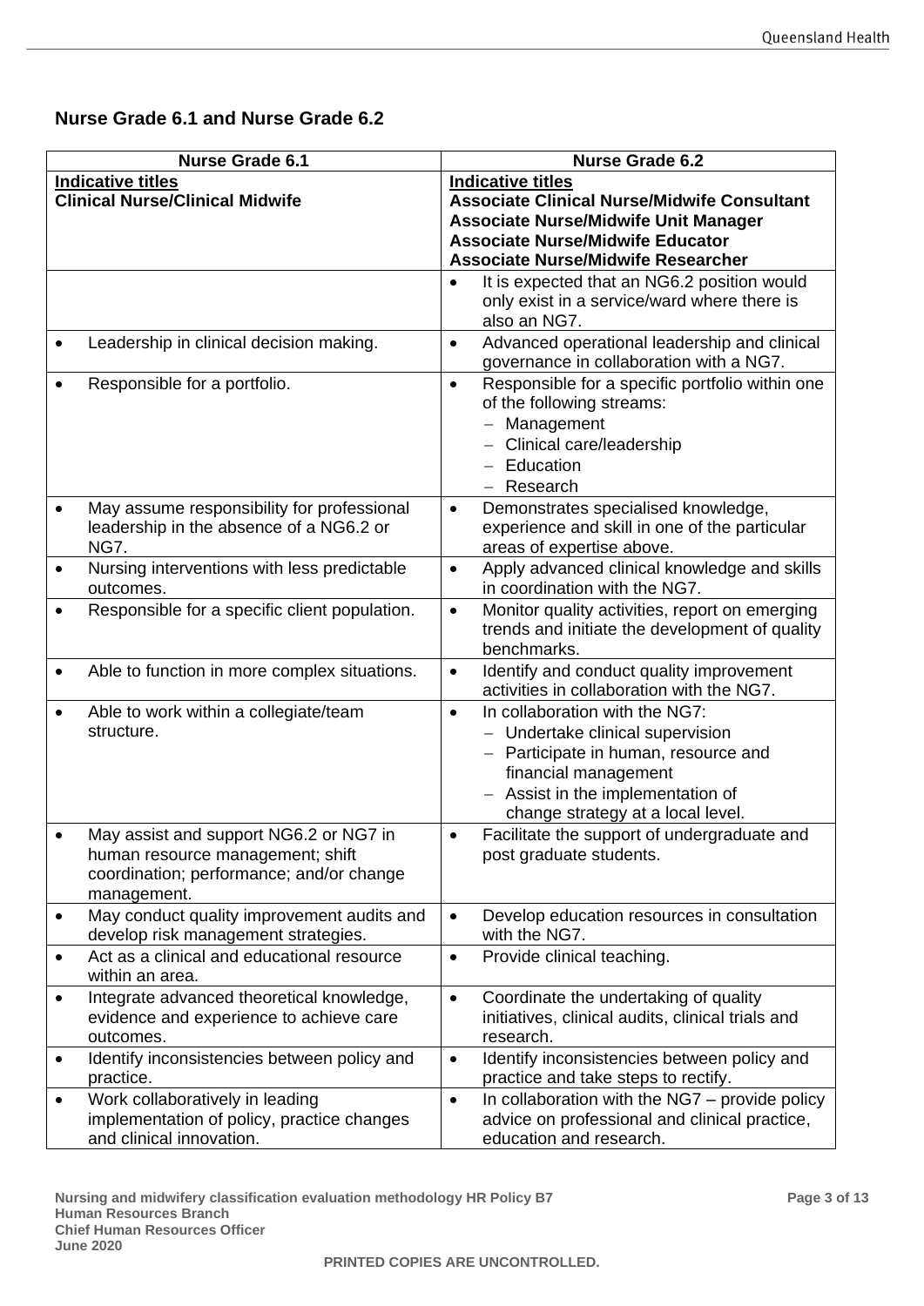## Nurse Grade 6.1 and Nurse Grade 6.2

| Nurse Grade 6.1 | Nurse Grade 6.2 |
|---|---|
| **Indicative titles**<br>**Clinical Nurse/Clinical Midwife** | **Indicative titles**<br>**Associate Clinical Nurse/Midwife Consultant**<br>**Associate Nurse/Midwife Unit Manager**<br>**Associate Nurse/Midwife Educator**<br>**Associate Nurse/Midwife Researcher** |
| | • It is expected that an NG6.2 position would only exist in a service/ward where there is also an NG7. |
| • Leadership in clinical decision making. | • Advanced operational leadership and clinical governance in collaboration with a NG7. |
| • Responsible for a portfolio. | • Responsible for a specific portfolio within one of the following streams:<br>– Management<br>– Clinical care/leadership<br>– Education<br>– Research |
| • May assume responsibility for professional leadership in the absence of a NG6.2 or NG7. | • Demonstrates specialised knowledge, experience and skill in one of the particular areas of expertise above. |
| • Nursing interventions with less predictable outcomes. | • Apply advanced clinical knowledge and skills in coordination with the NG7. |
| • Responsible for a specific client population. | • Monitor quality activities, report on emerging trends and initiate the development of quality benchmarks. |
| • Able to function in more complex situations. | • Identify and conduct quality improvement activities in collaboration with the NG7. |
| • Able to work within a collegiate/team structure. | • In collaboration with the NG7:<br>– Undertake clinical supervision<br>– Participate in human, resource and financial management<br>– Assist in the implementation of change strategy at a local level. |
| • May assist and support NG6.2 or NG7 in human resource management; shift coordination; performance; and/or change management. | • Facilitate the support of undergraduate and post graduate students. |
| • May conduct quality improvement audits and develop risk management strategies. | • Develop education resources in consultation with the NG7. |
| • Act as a clinical and educational resource within an area. | • Provide clinical teaching. |
| • Integrate advanced theoretical knowledge, evidence and experience to achieve care outcomes. | • Coordinate the undertaking of quality initiatives, clinical audits, clinical trials and research. |
| • Identify inconsistencies between policy and practice. | • Identify inconsistencies between policy and practice and take steps to rectify. |
| • Work collaboratively in leading implementation of policy, practice changes and clinical innovation. | • In collaboration with the NG7 – provide policy advice on professional and clinical practice, education and research. |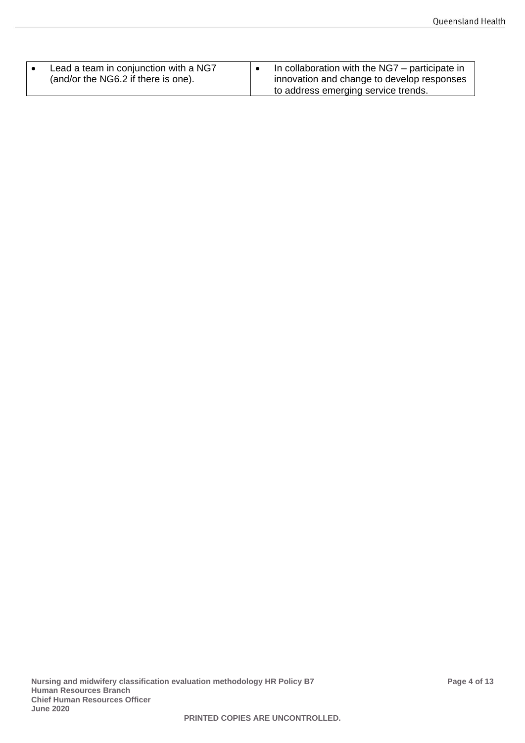| | |
|---|---|
| • Lead a team in conjunction with a NG7 (and/or the NG6.2 if there is one). | • In collaboration with the NG7 – participate in innovation and change to develop responses to address emerging service trends. |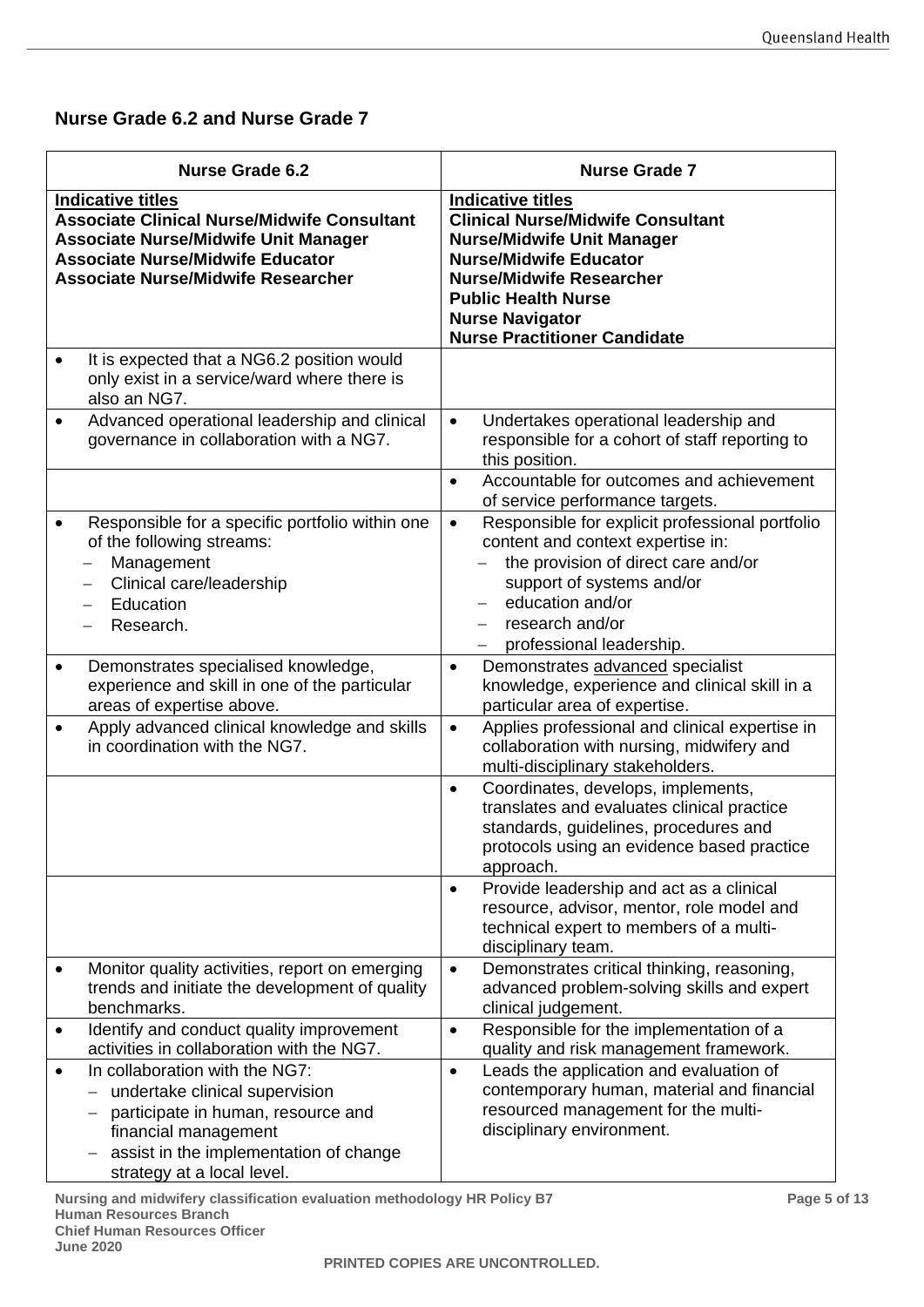## Nurse Grade 6.2 and Nurse Grade 7

| Nurse Grade 6.2 | Nurse Grade 7 |
| --- | --- |
| **<u>Indicative titles</u>**<br>**Associate Clinical Nurse/Midwife Consultant**<br>**Associate Nurse/Midwife Unit Manager**<br>**Associate Nurse/Midwife Educator**<br>**Associate Nurse/Midwife Researcher** | **<u>Indicative titles</u>**<br>**Clinical Nurse/Midwife Consultant**<br>**Nurse/Midwife Unit Manager**<br>**Nurse/Midwife Educator**<br>**Nurse/Midwife Researcher**<br>**Public Health Nurse**<br>**Nurse Navigator**<br>**Nurse Practitioner Candidate** |
| • It is expected that a NG6.2 position would only exist in a service/ward where there is also an NG7. | |
| • Advanced operational leadership and clinical governance in collaboration with a NG7. | • Undertakes operational leadership and responsible for a cohort of staff reporting to this position. |
| | • Accountable for outcomes and achievement of service performance targets. |
| • Responsible for a specific portfolio within one of the following streams:<br>– Management<br>– Clinical care/leadership<br>– Education<br>– Research. | • Responsible for explicit professional portfolio content and context expertise in:<br>– the provision of direct care and/or support of systems and/or<br>– education and/or<br>– research and/or<br>– professional leadership. |
| • Demonstrates specialised knowledge, experience and skill in one of the particular areas of expertise above. | • Demonstrates <u>advanced</u> specialist knowledge, experience and clinical skill in a particular area of expertise. |
| • Apply advanced clinical knowledge and skills in coordination with the NG7. | • Applies professional and clinical expertise in collaboration with nursing, midwifery and multi-disciplinary stakeholders. |
| | • Coordinates, develops, implements, translates and evaluates clinical practice standards, guidelines, procedures and protocols using an evidence based practice approach. |
| | • Provide leadership and act as a clinical resource, advisor, mentor, role model and technical expert to members of a multi-disciplinary team. |
| • Monitor quality activities, report on emerging trends and initiate the development of quality benchmarks. | • Demonstrates critical thinking, reasoning, advanced problem-solving skills and expert clinical judgement. |
| • Identify and conduct quality improvement activities in collaboration with the NG7. | • Responsible for the implementation of a quality and risk management framework. |
| • In collaboration with the NG7:<br>– undertake clinical supervision<br>– participate in human, resource and financial management<br>– assist in the implementation of change strategy at a local level. | • Leads the application and evaluation of contemporary human, material and financial resourced management for the multi-disciplinary environment. |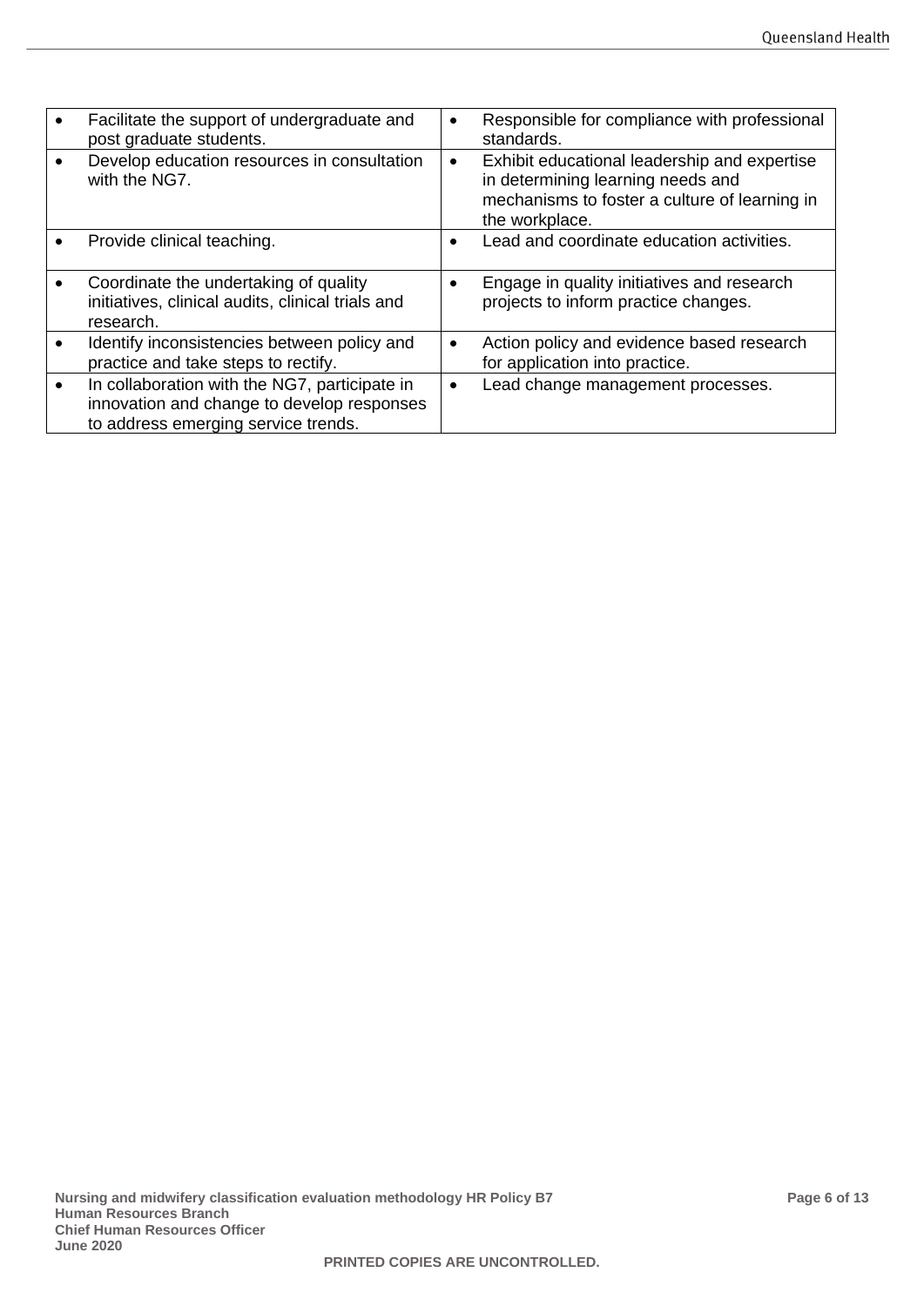| | |
|---|---|
| • Facilitate the support of undergraduate and post graduate students. | • Responsible for compliance with professional standards. |
| • Develop education resources in consultation with the NG7. | • Exhibit educational leadership and expertise in determining learning needs and mechanisms to foster a culture of learning in the workplace. |
| • Provide clinical teaching. | • Lead and coordinate education activities. |
| • Coordinate the undertaking of quality initiatives, clinical audits, clinical trials and research. | • Engage in quality initiatives and research projects to inform practice changes. |
| • Identify inconsistencies between policy and practice and take steps to rectify. | • Action policy and evidence based research for application into practice. |
| • In collaboration with the NG7, participate in innovation and change to develop responses to address emerging service trends. | • Lead change management processes. |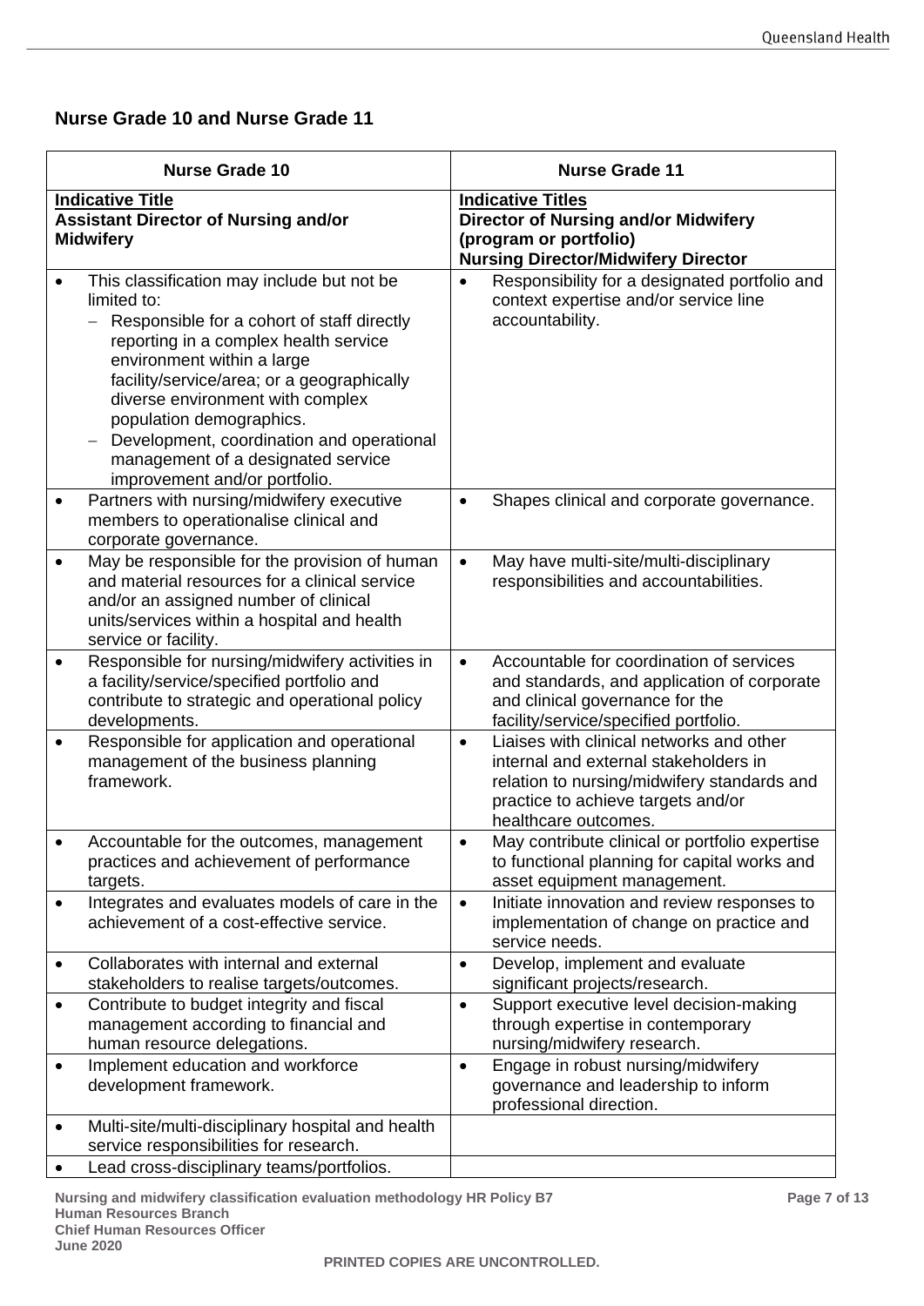## Nurse Grade 10 and Nurse Grade 11

| Nurse Grade 10 | Nurse Grade 11 |
|---|---|
| **Indicative Title**<br>**Assistant Director of Nursing and/or Midwifery** | **Indicative Titles**<br>**Director of Nursing and/or Midwifery (program or portfolio)**<br>**Nursing Director/Midwifery Director** |
| • This classification may include but not be limited to:<br>– Responsible for a cohort of staff directly reporting in a complex health service environment within a large facility/service/area; or a geographically diverse environment with complex population demographics.<br>– Development, coordination and operational management of a designated service improvement and/or portfolio. | • Responsibility for a designated portfolio and context expertise and/or service line accountability. |
| • Partners with nursing/midwifery executive members to operationalise clinical and corporate governance. | • Shapes clinical and corporate governance. |
| • May be responsible for the provision of human and material resources for a clinical service and/or an assigned number of clinical units/services within a hospital and health service or facility. | • May have multi-site/multi-disciplinary responsibilities and accountabilities. |
| • Responsible for nursing/midwifery activities in a facility/service/specified portfolio and contribute to strategic and operational policy developments. | • Accountable for coordination of services and standards, and application of corporate and clinical governance for the facility/service/specified portfolio. |
| • Responsible for application and operational management of the business planning framework. | • Liaises with clinical networks and other internal and external stakeholders in relation to nursing/midwifery standards and practice to achieve targets and/or healthcare outcomes. |
| • Accountable for the outcomes, management practices and achievement of performance targets. | • May contribute clinical or portfolio expertise to functional planning for capital works and asset equipment management. |
| • Integrates and evaluates models of care in the achievement of a cost-effective service. | • Initiate innovation and review responses to implementation of change on practice and service needs. |
| • Collaborates with internal and external stakeholders to realise targets/outcomes. | • Develop, implement and evaluate significant projects/research. |
| • Contribute to budget integrity and fiscal management according to financial and human resource delegations. | • Support executive level decision-making through expertise in contemporary nursing/midwifery research. |
| • Implement education and workforce development framework. | • Engage in robust nursing/midwifery governance and leadership to inform professional direction. |
| • Multi-site/multi-disciplinary hospital and health service responsibilities for research. | |
| • Lead cross-disciplinary teams/portfolios. | |

**Nursing and midwifery classification evaluation methodology HR Policy B7**
**Human Resources Branch**
**Chief Human Resources Officer**
**June 2020**

**PRINTED COPIES ARE UNCONTROLLED.**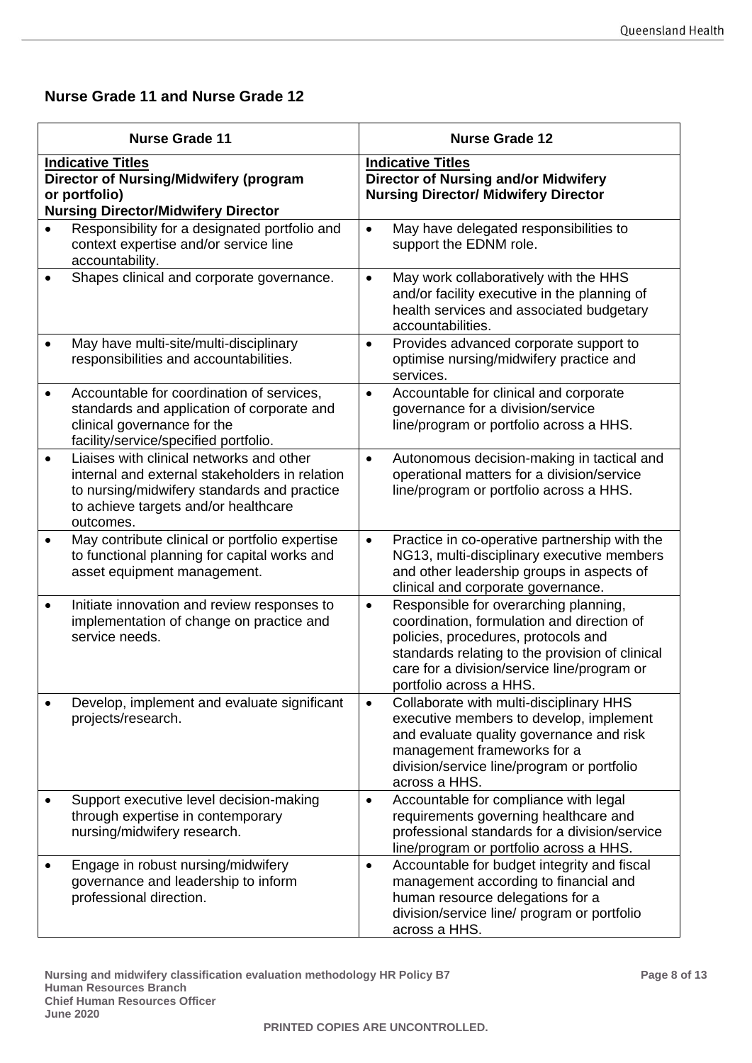## Nurse Grade 11 and Nurse Grade 12

| Nurse Grade 11 | Nurse Grade 12 |
|---|---|
| **Indicative Titles**<br>**Director of Nursing/Midwifery (program or portfolio)**<br>**Nursing Director/Midwifery Director** | **Indicative Titles**<br>**Director of Nursing and/or Midwifery**<br>**Nursing Director/ Midwifery Director** |
| • Responsibility for a designated portfolio and context expertise and/or service line accountability. | • May have delegated responsibilities to support the EDNM role. |
| • Shapes clinical and corporate governance. | • May work collaboratively with the HHS and/or facility executive in the planning of health services and associated budgetary accountabilities. |
| • May have multi-site/multi-disciplinary responsibilities and accountabilities. | • Provides advanced corporate support to optimise nursing/midwifery practice and services. |
| • Accountable for coordination of services, standards and application of corporate and clinical governance for the facility/service/specified portfolio. | • Accountable for clinical and corporate governance for a division/service line/program or portfolio across a HHS. |
| • Liaises with clinical networks and other internal and external stakeholders in relation to nursing/midwifery standards and practice to achieve targets and/or healthcare outcomes. | • Autonomous decision-making in tactical and operational matters for a division/service line/program or portfolio across a HHS. |
| • May contribute clinical or portfolio expertise to functional planning for capital works and asset equipment management. | • Practice in co-operative partnership with the NG13, multi-disciplinary executive members and other leadership groups in aspects of clinical and corporate governance. |
| • Initiate innovation and review responses to implementation of change on practice and service needs. | • Responsible for overarching planning, coordination, formulation and direction of policies, procedures, protocols and standards relating to the provision of clinical care for a division/service line/program or portfolio across a HHS. |
| • Develop, implement and evaluate significant projects/research. | • Collaborate with multi-disciplinary HHS executive members to develop, implement and evaluate quality governance and risk management frameworks for a division/service line/program or portfolio across a HHS. |
| • Support executive level decision-making through expertise in contemporary nursing/midwifery research. | • Accountable for compliance with legal requirements governing healthcare and professional standards for a division/service line/program or portfolio across a HHS. |
| • Engage in robust nursing/midwifery governance and leadership to inform professional direction. | • Accountable for budget integrity and fiscal management according to financial and human resource delegations for a division/service line/ program or portfolio across a HHS. |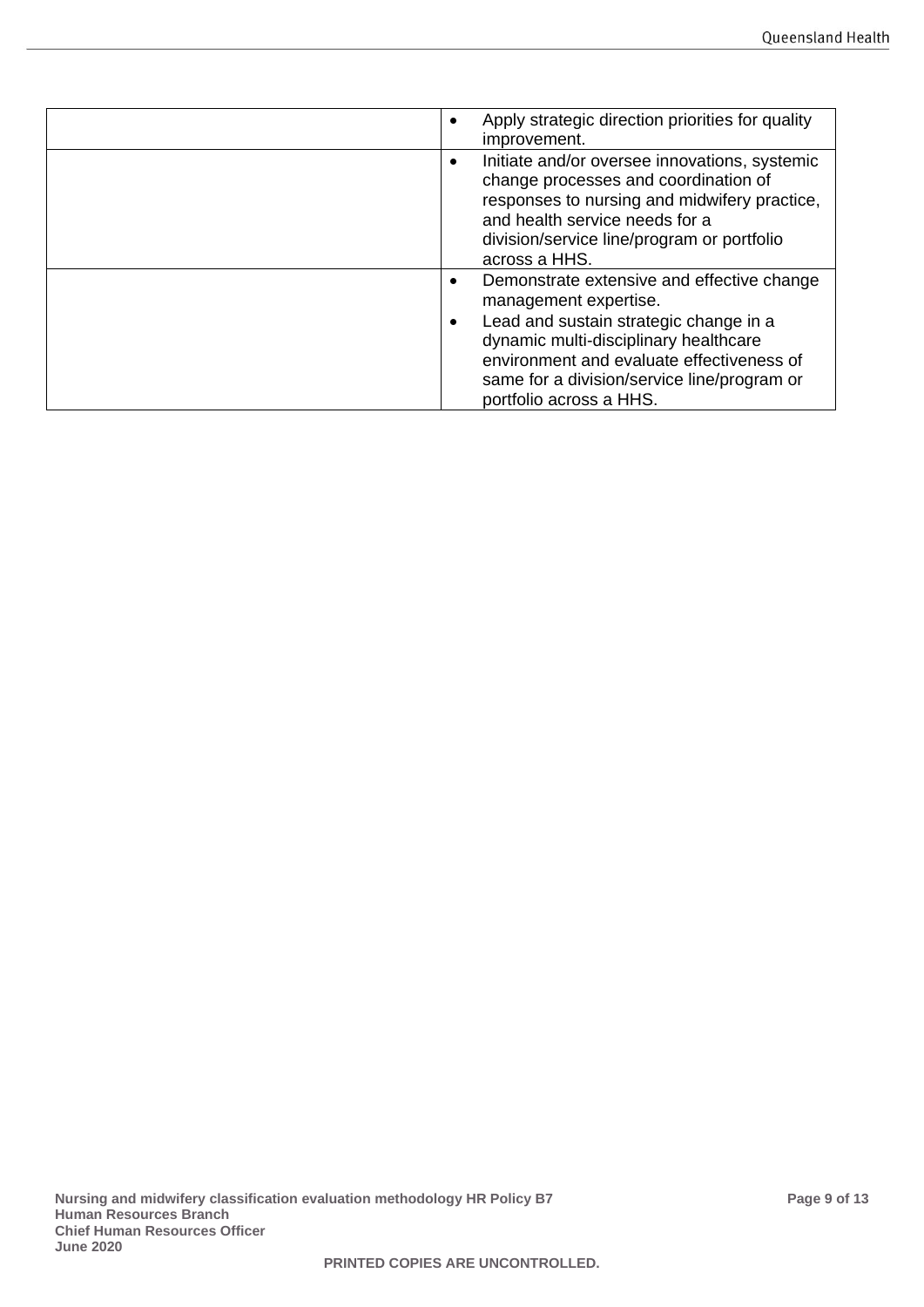| | |
|---|---|
| | • Apply strategic direction priorities for quality improvement. |
| | • Initiate and/or oversee innovations, systemic change processes and coordination of responses to nursing and midwifery practice, and health service needs for a division/service line/program or portfolio across a HHS. |
| | • Demonstrate extensive and effective change management expertise.<br>• Lead and sustain strategic change in a dynamic multi-disciplinary healthcare environment and evaluate effectiveness of same for a division/service line/program or portfolio across a HHS. |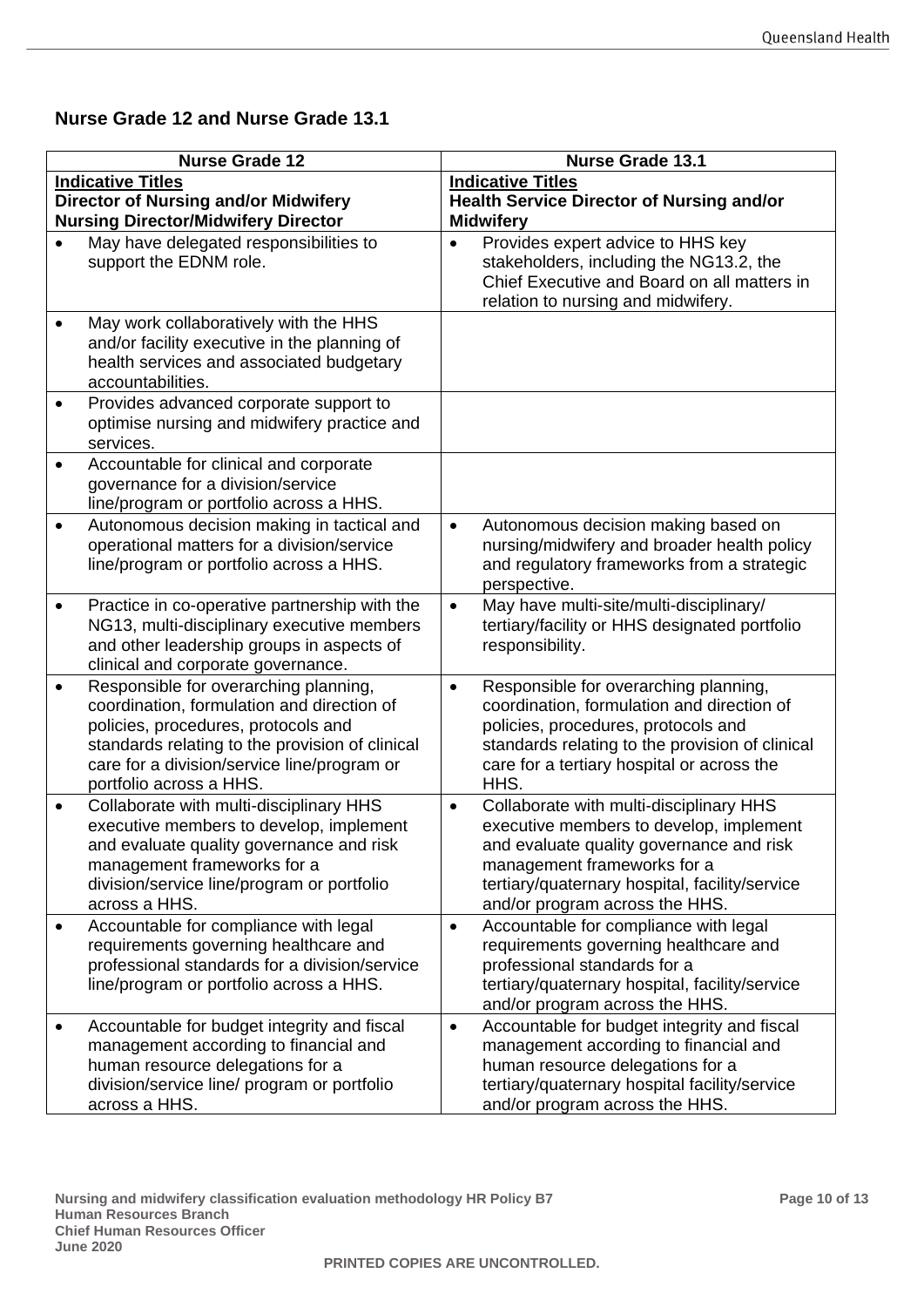## Nurse Grade 12 and Nurse Grade 13.1

| Nurse Grade 12 | Nurse Grade 13.1 |
|---|---|
| **Indicative Titles**<br>**Director of Nursing and/or Midwifery**<br>**Nursing Director/Midwifery Director** | **Indicative Titles**<br>**Health Service Director of Nursing and/or Midwifery** |
| • May have delegated responsibilities to support the EDNM role. | • Provides expert advice to HHS key stakeholders, including the NG13.2, the Chief Executive and Board on all matters in relation to nursing and midwifery. |
| • May work collaboratively with the HHS and/or facility executive in the planning of health services and associated budgetary accountabilities. | |
| • Provides advanced corporate support to optimise nursing and midwifery practice and services. | |
| • Accountable for clinical and corporate governance for a division/service line/program or portfolio across a HHS. | |
| • Autonomous decision making in tactical and operational matters for a division/service line/program or portfolio across a HHS. | • Autonomous decision making based on nursing/midwifery and broader health policy and regulatory frameworks from a strategic perspective. |
| • Practice in co-operative partnership with the NG13, multi-disciplinary executive members and other leadership groups in aspects of clinical and corporate governance. | • May have multi-site/multi-disciplinary/ tertiary/facility or HHS designated portfolio responsibility. |
| • Responsible for overarching planning, coordination, formulation and direction of policies, procedures, protocols and standards relating to the provision of clinical care for a division/service line/program or portfolio across a HHS. | • Responsible for overarching planning, coordination, formulation and direction of policies, procedures, protocols and standards relating to the provision of clinical care for a tertiary hospital or across the HHS. |
| • Collaborate with multi-disciplinary HHS executive members to develop, implement and evaluate quality governance and risk management frameworks for a division/service line/program or portfolio across a HHS. | • Collaborate with multi-disciplinary HHS executive members to develop, implement and evaluate quality governance and risk management frameworks for a tertiary/quaternary hospital, facility/service and/or program across the HHS. |
| • Accountable for compliance with legal requirements governing healthcare and professional standards for a division/service line/program or portfolio across a HHS. | • Accountable for compliance with legal requirements governing healthcare and professional standards for a tertiary/quaternary hospital, facility/service and/or program across the HHS. |
| • Accountable for budget integrity and fiscal management according to financial and human resource delegations for a division/service line/ program or portfolio across a HHS. | • Accountable for budget integrity and fiscal management according to financial and human resource delegations for a tertiary/quaternary hospital facility/service and/or program across the HHS. |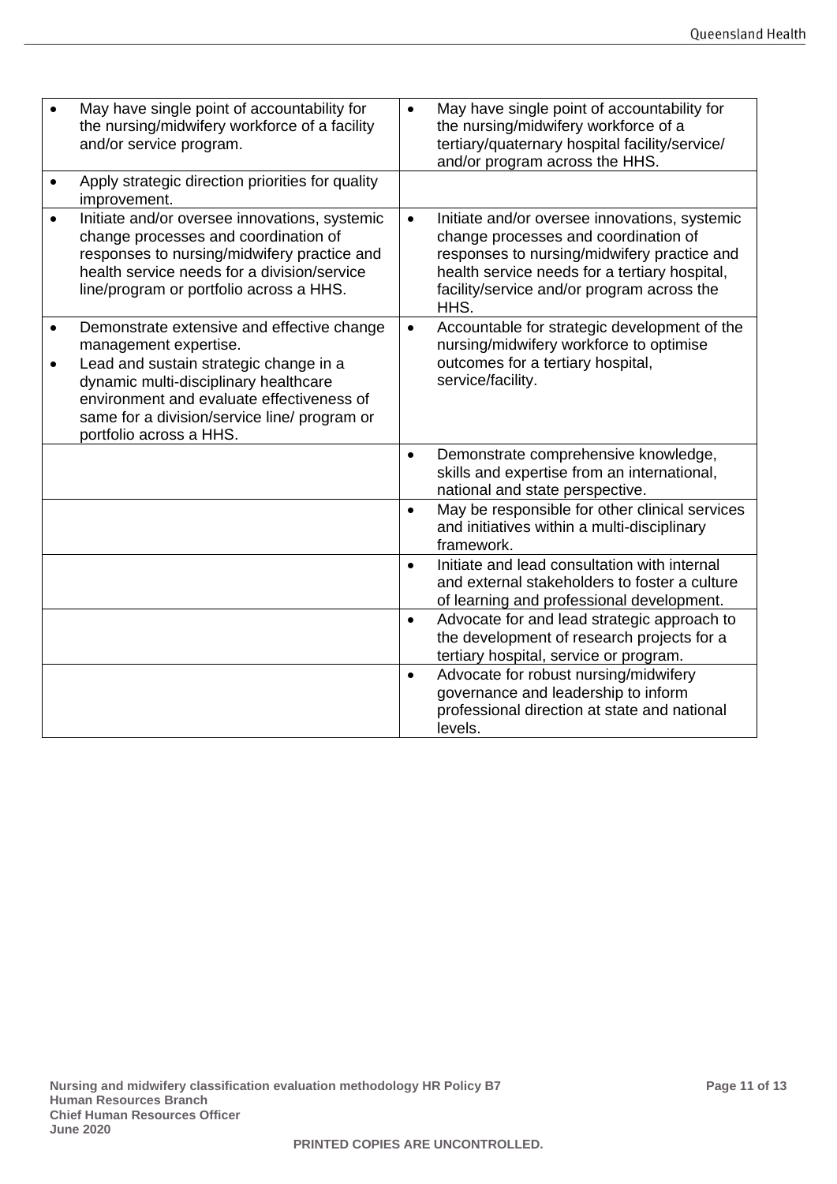| | |
|---|---|
| • May have single point of accountability for the nursing/midwifery workforce of a facility and/or service program. | • May have single point of accountability for the nursing/midwifery workforce of a tertiary/quaternary hospital facility/service/ and/or program across the HHS. |
| • Apply strategic direction priorities for quality improvement. | |
| • Initiate and/or oversee innovations, systemic change processes and coordination of responses to nursing/midwifery practice and health service needs for a division/service line/program or portfolio across a HHS. | • Initiate and/or oversee innovations, systemic change processes and coordination of responses to nursing/midwifery practice and health service needs for a tertiary hospital, facility/service and/or program across the HHS. |
| • Demonstrate extensive and effective change management expertise.<br>• Lead and sustain strategic change in a dynamic multi-disciplinary healthcare environment and evaluate effectiveness of same for a division/service line/ program or portfolio across a HHS. | • Accountable for strategic development of the nursing/midwifery workforce to optimise outcomes for a tertiary hospital, service/facility. |
| | • Demonstrate comprehensive knowledge, skills and expertise from an international, national and state perspective. |
| | • May be responsible for other clinical services and initiatives within a multi-disciplinary framework. |
| | • Initiate and lead consultation with internal and external stakeholders to foster a culture of learning and professional development. |
| | • Advocate for and lead strategic approach to the development of research projects for a tertiary hospital, service or program. |
| | • Advocate for robust nursing/midwifery governance and leadership to inform professional direction at state and national levels. |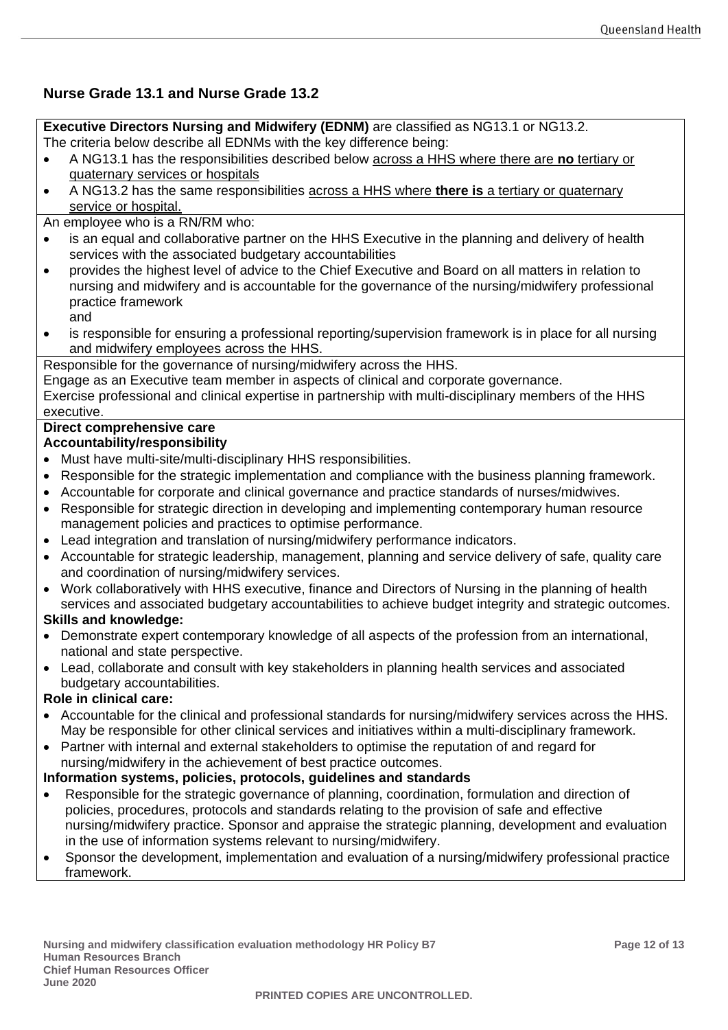## Nurse Grade 13.1 and Nurse Grade 13.2

**Executive Directors Nursing and Midwifery (EDNM)** are classified as NG13.1 or NG13.2.
The criteria below describe all EDNMs with the key difference being:

- A NG13.1 has the responsibilities described below across a HHS where there are **no** tertiary or quaternary services or hospitals
- A NG13.2 has the same responsibilities across a HHS where **there is** a tertiary or quaternary service or hospital.

An employee who is a RN/RM who:

- is an equal and collaborative partner on the HHS Executive in the planning and delivery of health services with the associated budgetary accountabilities
- provides the highest level of advice to the Chief Executive and Board on all matters in relation to nursing and midwifery and is accountable for the governance of the nursing/midwifery professional practice framework
  and
- is responsible for ensuring a professional reporting/supervision framework is in place for all nursing and midwifery employees across the HHS.

Responsible for the governance of nursing/midwifery across the HHS.
Engage as an Executive team member in aspects of clinical and corporate governance.
Exercise professional and clinical expertise in partnership with multi-disciplinary members of the HHS executive.

**Direct comprehensive care**

**Accountability/responsibility**

- Must have multi-site/multi-disciplinary HHS responsibilities.
- Responsible for the strategic implementation and compliance with the business planning framework.
- Accountable for corporate and clinical governance and practice standards of nurses/midwives.
- Responsible for strategic direction in developing and implementing contemporary human resource management policies and practices to optimise performance.
- Lead integration and translation of nursing/midwifery performance indicators.
- Accountable for strategic leadership, management, planning and service delivery of safe, quality care and coordination of nursing/midwifery services.
- Work collaboratively with HHS executive, finance and Directors of Nursing in the planning of health services and associated budgetary accountabilities to achieve budget integrity and strategic outcomes.

**Skills and knowledge:**

- Demonstrate expert contemporary knowledge of all aspects of the profession from an international, national and state perspective.
- Lead, collaborate and consult with key stakeholders in planning health services and associated budgetary accountabilities.

**Role in clinical care:**

- Accountable for the clinical and professional standards for nursing/midwifery services across the HHS. May be responsible for other clinical services and initiatives within a multi-disciplinary framework.
- Partner with internal and external stakeholders to optimise the reputation of and regard for nursing/midwifery in the achievement of best practice outcomes.

**Information systems, policies, protocols, guidelines and standards**

- Responsible for the strategic governance of planning, coordination, formulation and direction of policies, procedures, protocols and standards relating to the provision of safe and effective nursing/midwifery practice. Sponsor and appraise the strategic planning, development and evaluation in the use of information systems relevant to nursing/midwifery.
- Sponsor the development, implementation and evaluation of a nursing/midwifery professional practice framework.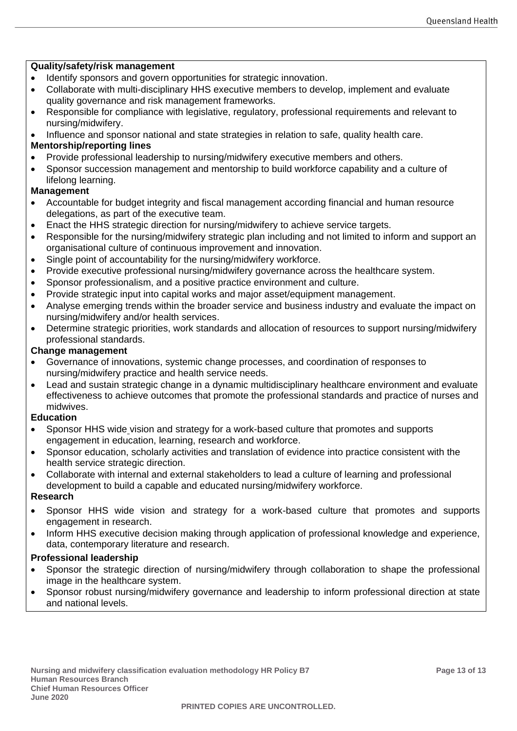**Quality/safety/risk management**

- Identify sponsors and govern opportunities for strategic innovation.
- Collaborate with multi-disciplinary HHS executive members to develop, implement and evaluate quality governance and risk management frameworks.
- Responsible for compliance with legislative, regulatory, professional requirements and relevant to nursing/midwifery.
- Influence and sponsor national and state strategies in relation to safe, quality health care.

**Mentorship/reporting lines**

- Provide professional leadership to nursing/midwifery executive members and others.
- Sponsor succession management and mentorship to build workforce capability and a culture of lifelong learning.

**Management**

- Accountable for budget integrity and fiscal management according financial and human resource delegations, as part of the executive team.
- Enact the HHS strategic direction for nursing/midwifery to achieve service targets.
- Responsible for the nursing/midwifery strategic plan including and not limited to inform and support an organisational culture of continuous improvement and innovation.
- Single point of accountability for the nursing/midwifery workforce.
- Provide executive professional nursing/midwifery governance across the healthcare system.
- Sponsor professionalism, and a positive practice environment and culture.
- Provide strategic input into capital works and major asset/equipment management.
- Analyse emerging trends within the broader service and business industry and evaluate the impact on nursing/midwifery and/or health services.
- Determine strategic priorities, work standards and allocation of resources to support nursing/midwifery professional standards.

**Change management**

- Governance of innovations, systemic change processes, and coordination of responses to nursing/midwifery practice and health service needs.
- Lead and sustain strategic change in a dynamic multidisciplinary healthcare environment and evaluate effectiveness to achieve outcomes that promote the professional standards and practice of nurses and midwives.

**Education**

- Sponsor HHS wide vision and strategy for a work-based culture that promotes and supports engagement in education, learning, research and workforce.
- Sponsor education, scholarly activities and translation of evidence into practice consistent with the health service strategic direction.
- Collaborate with internal and external stakeholders to lead a culture of learning and professional development to build a capable and educated nursing/midwifery workforce.

**Research**

- Sponsor HHS wide vision and strategy for a work-based culture that promotes and supports engagement in research.
- Inform HHS executive decision making through application of professional knowledge and experience, data, contemporary literature and research.

**Professional leadership**

- Sponsor the strategic direction of nursing/midwifery through collaboration to shape the professional image in the healthcare system.
- Sponsor robust nursing/midwifery governance and leadership to inform professional direction at state and national levels.